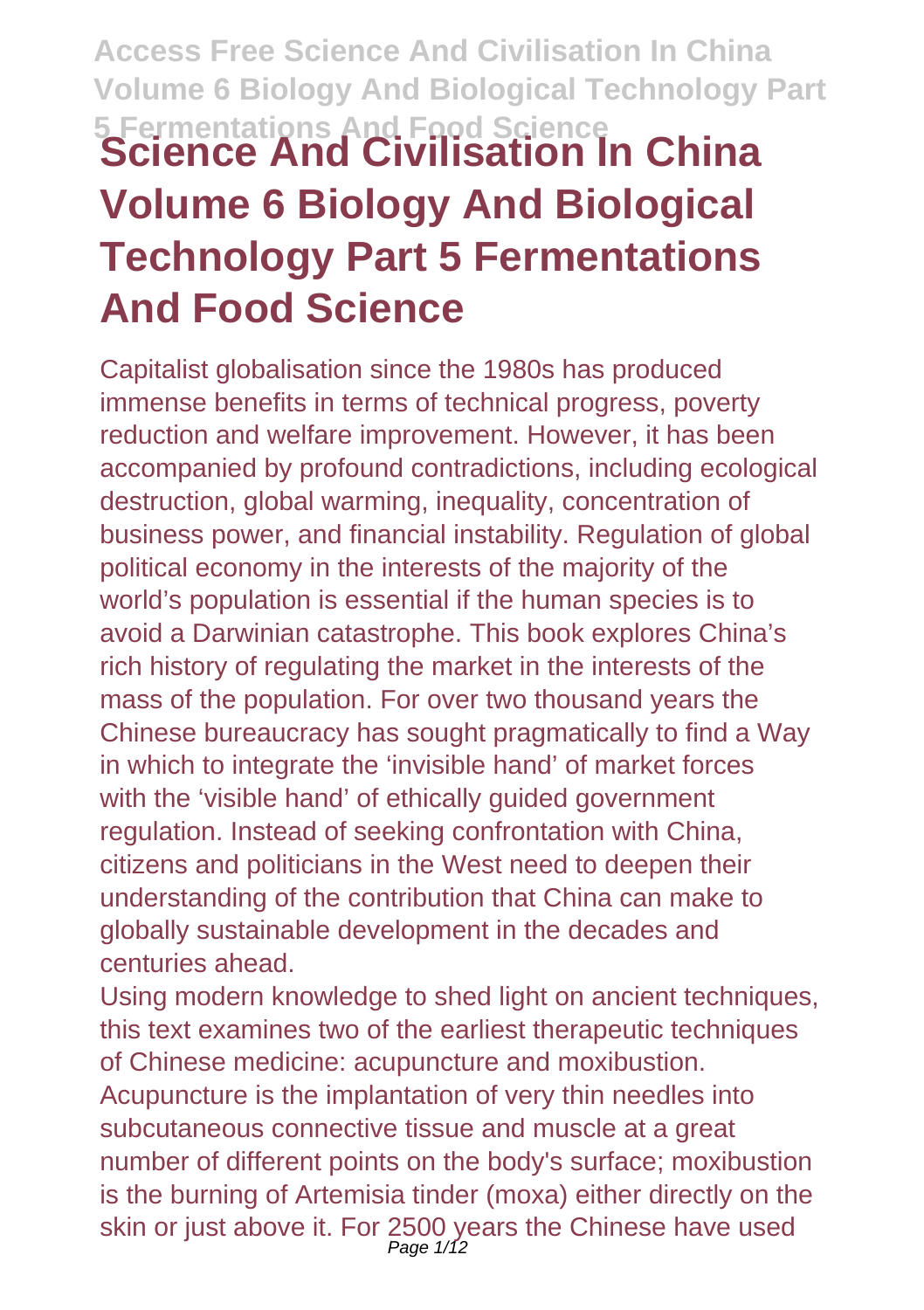# Science And Civilisation In China Volume 6 Biology And Biological Technology Part 5 Fermentations And Food Science

Capitalist globalisation since the 1980s has produced immense benefits in terms of technical progress, poverty reduction and welfare improvement. However, it has been accompanied by profound contradictions, including ecological destruction, global warming, inequality, concentration of business power, and financial instability. Regulation of global political economy in the interests of the majority of the world's population is essential if the human species is to avoid a Darwinian catastrophe. This book explores China's rich history of regulating the market in the interests of the mass of the population. For over two thousand years the Chinese bureaucracy has sought pragmatically to find a Way in which to integrate the 'invisible hand' of market forces with the 'visible hand' of ethically guided government regulation. Instead of seeking confrontation with China, citizens and politicians in the West need to deepen their understanding of the contribution that China can make to globally sustainable development in the decades and centuries ahead.

Using modern knowledge to shed light on ancient techniques, this text examines two of the earliest therapeutic techniques of Chinese medicine: acupuncture and moxibustion. Acupuncture is the implantation of very thin needles into subcutaneous connective tissue and muscle at a great number of different points on the body's surface; moxibustion is the burning of Artemisia tinder (moxa) either directly on the skin or just above it. For 2500 years the Chinese have used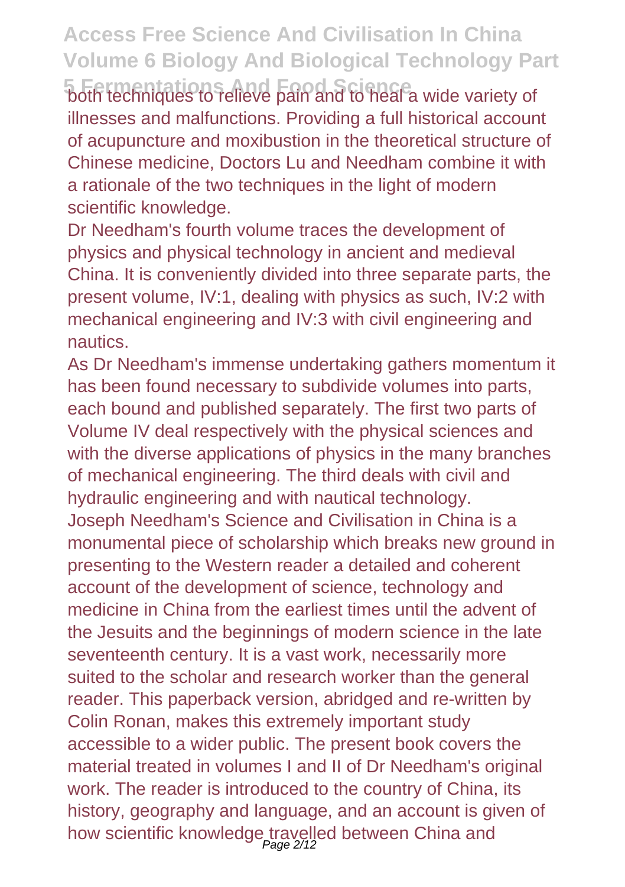both techniques to relieve pain and to heal a wide variety of illnesses and malfunctions. Providing a full historical account of acupuncture and moxibustion in the theoretical structure of Chinese medicine, Doctors Lu and Needham combine it with a rationale of the two techniques in the light of modern scientific knowledge.

Dr Needham's fourth volume traces the development of physics and physical technology in ancient and medieval China. It is conveniently divided into three separate parts, the present volume, IV:1, dealing with physics as such, IV:2 with mechanical engineering and IV:3 with civil engineering and nautics.

As Dr Needham's immense undertaking gathers momentum it has been found necessary to subdivide volumes into parts, each bound and published separately. The first two parts of Volume IV deal respectively with the physical sciences and with the diverse applications of physics in the many branches of mechanical engineering. The third deals with civil and hydraulic engineering and with nautical technology.

Joseph Needham's Science and Civilisation in China is a monumental piece of scholarship which breaks new ground in presenting to the Western reader a detailed and coherent account of the development of science, technology and medicine in China from the earliest times until the advent of the Jesuits and the beginnings of modern science in the late seventeenth century. It is a vast work, necessarily more suited to the scholar and research worker than the general reader. This paperback version, abridged and re-written by Colin Ronan, makes this extremely important study accessible to a wider public. The present book covers the material treated in volumes I and II of Dr Needham's original work. The reader is introduced to the country of China, its history, geography and language, and an account is given of how scientific knowledge travelled between China and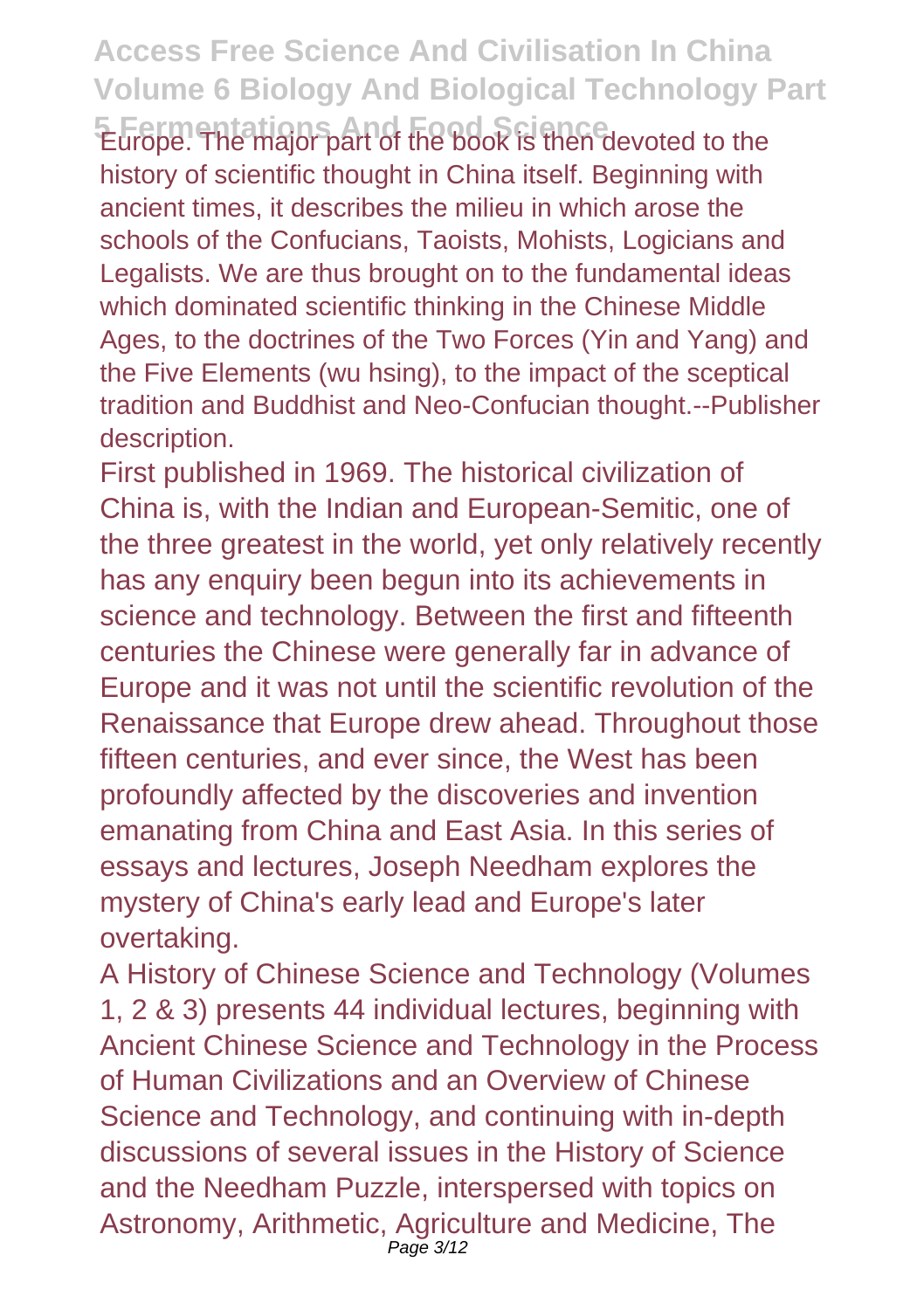Europe. The major part of the book is then devoted to the history of scientific thought in China itself. Beginning with ancient times, it describes the milieu in which arose the schools of the Confucians, Taoists, Mohists, Logicians and Legalists. We are thus brought on to the fundamental ideas which dominated scientific thinking in the Chinese Middle Ages, to the doctrines of the Two Forces (Yin and Yang) and the Five Elements (wu hsing), to the impact of the sceptical tradition and Buddhist and Neo-Confucian thought.--Publisher description.

First published in 1969. The historical civilization of China is, with the Indian and European-Semitic, one of the three greatest in the world, yet only relatively recently has any enquiry been begun into its achievements in science and technology. Between the first and fifteenth centuries the Chinese were generally far in advance of Europe and it was not until the scientific revolution of the Renaissance that Europe drew ahead. Throughout those fifteen centuries, and ever since, the West has been profoundly affected by the discoveries and invention emanating from China and East Asia. In this series of essays and lectures, Joseph Needham explores the mystery of China's early lead and Europe's later overtaking.

A History of Chinese Science and Technology (Volumes 1, 2 & 3) presents 44 individual lectures, beginning with Ancient Chinese Science and Technology in the Process of Human Civilizations and an Overview of Chinese Science and Technology, and continuing with in-depth discussions of several issues in the History of Science and the Needham Puzzle, interspersed with topics on Astronomy, Arithmetic, Agriculture and Medicine, The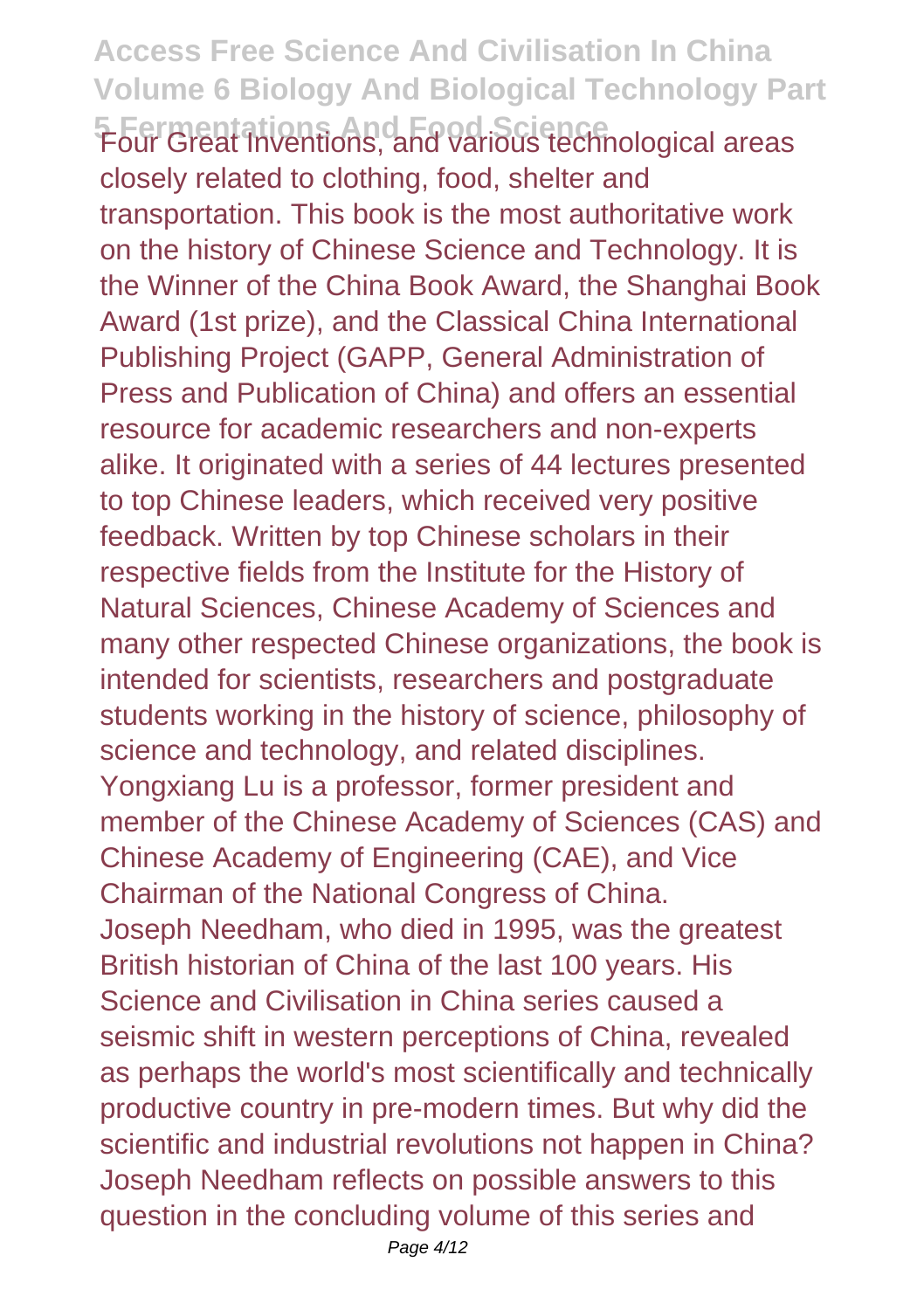Four Great Inventions, and various technological areas closely related to clothing, food, shelter and transportation. This book is the most authoritative work on the history of Chinese Science and Technology. It is the Winner of the China Book Award, the Shanghai Book Award (1st prize), and the Classical China International Publishing Project (GAPP, General Administration of Press and Publication of China) and offers an essential resource for academic researchers and non-experts alike. It originated with a series of 44 lectures presented to top Chinese leaders, which received very positive feedback. Written by top Chinese scholars in their respective fields from the Institute for the History of Natural Sciences, Chinese Academy of Sciences and many other respected Chinese organizations, the book is intended for scientists, researchers and postgraduate students working in the history of science, philosophy of science and technology, and related disciplines.
Yongxiang Lu is a professor, former president and member of the Chinese Academy of Sciences (CAS) and Chinese Academy of Engineering (CAE), and Vice Chairman of the National Congress of China.
Joseph Needham, who died in 1995, was the greatest British historian of China of the last 100 years. His Science and Civilisation in China series caused a seismic shift in western perceptions of China, revealed as perhaps the world's most scientifically and technically productive country in pre-modern times. But why did the scientific and industrial revolutions not happen in China? Joseph Needham reflects on possible answers to this question in the concluding volume of this series and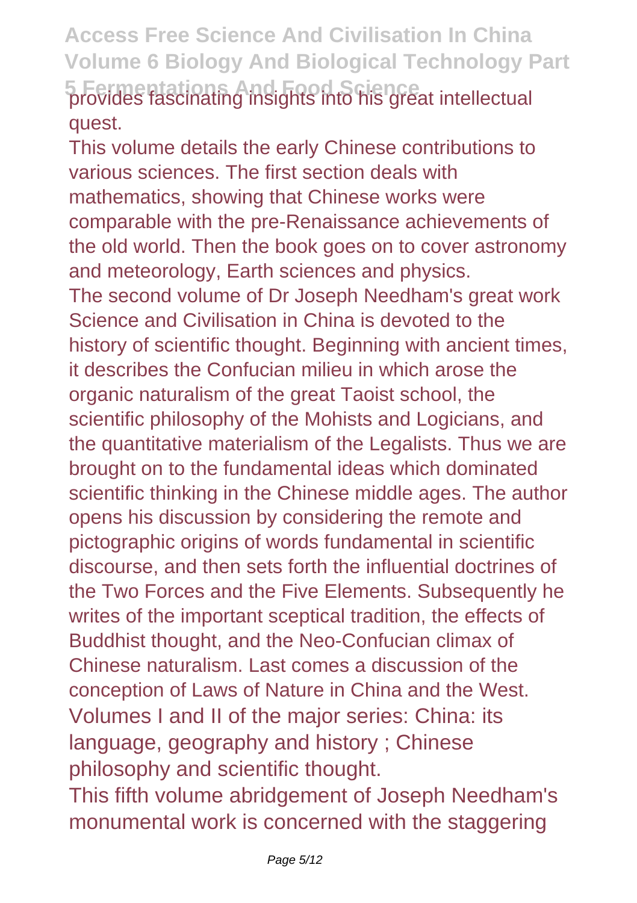provides fascinating insights into his great intellectual quest.

This volume details the early Chinese contributions to various sciences. The first section deals with mathematics, showing that Chinese works were comparable with the pre-Renaissance achievements of the old world. Then the book goes on to cover astronomy and meteorology, Earth sciences and physics.

The second volume of Dr Joseph Needham's great work Science and Civilisation in China is devoted to the history of scientific thought. Beginning with ancient times, it describes the Confucian milieu in which arose the organic naturalism of the great Taoist school, the scientific philosophy of the Mohists and Logicians, and the quantitative materialism of the Legalists. Thus we are brought on to the fundamental ideas which dominated scientific thinking in the Chinese middle ages. The author opens his discussion by considering the remote and pictographic origins of words fundamental in scientific discourse, and then sets forth the influential doctrines of the Two Forces and the Five Elements. Subsequently he writes of the important sceptical tradition, the effects of Buddhist thought, and the Neo-Confucian climax of Chinese naturalism. Last comes a discussion of the conception of Laws of Nature in China and the West.

Volumes I and II of the major series: China: its language, geography and history ; Chinese philosophy and scientific thought.

This fifth volume abridgement of Joseph Needham's monumental work is concerned with the staggering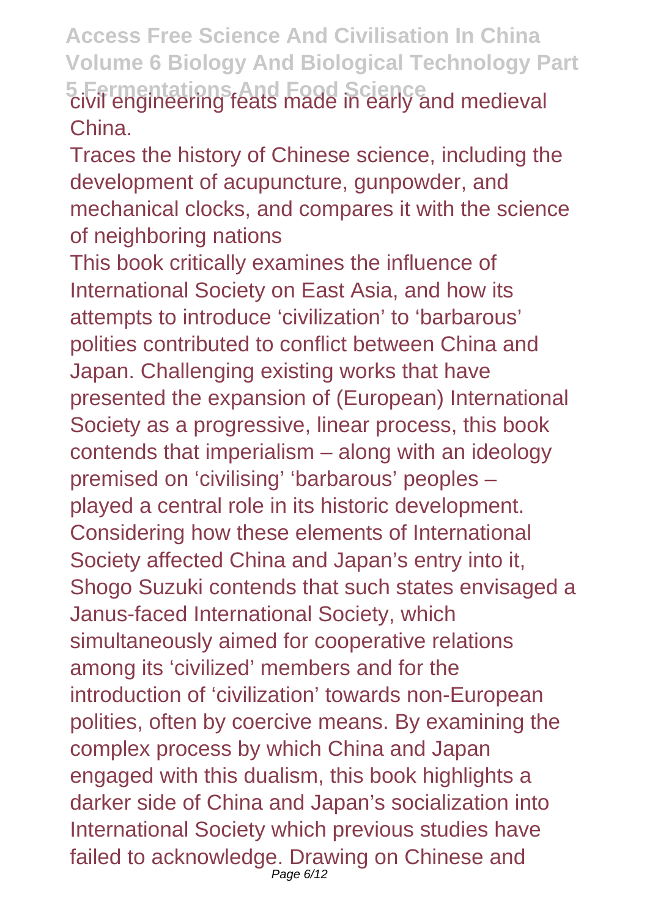civil engineering feats made in early and medieval China.

Traces the history of Chinese science, including the development of acupuncture, gunpowder, and mechanical clocks, and compares it with the science of neighboring nations

This book critically examines the influence of International Society on East Asia, and how its attempts to introduce 'civilization' to 'barbarous' polities contributed to conflict between China and Japan. Challenging existing works that have presented the expansion of (European) International Society as a progressive, linear process, this book contends that imperialism – along with an ideology premised on 'civilising' 'barbarous' peoples – played a central role in its historic development. Considering how these elements of International Society affected China and Japan's entry into it, Shogo Suzuki contends that such states envisaged a Janus-faced International Society, which simultaneously aimed for cooperative relations among its 'civilized' members and for the introduction of 'civilization' towards non-European polities, often by coercive means. By examining the complex process by which China and Japan engaged with this dualism, this book highlights a darker side of China and Japan's socialization into International Society which previous studies have failed to acknowledge. Drawing on Chinese and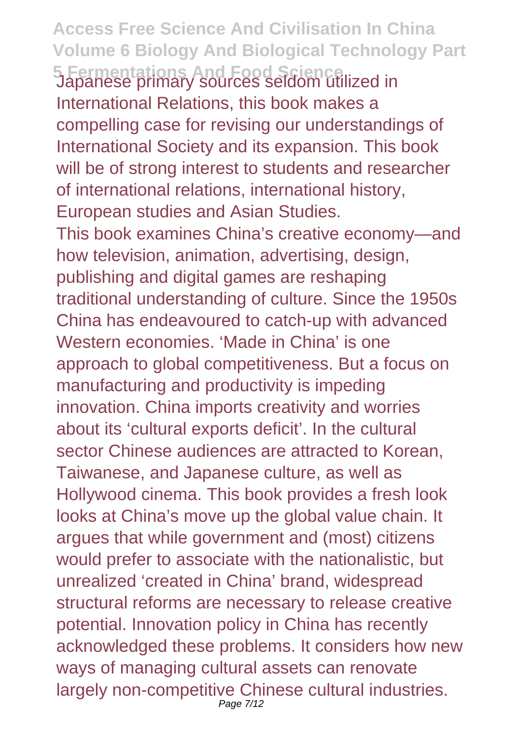Japanese primary sources seldom utilized in International Relations, this book makes a compelling case for revising our understandings of International Society and its expansion. This book will be of strong interest to students and researcher of international relations, international history, European studies and Asian Studies.

This book examines China's creative economy—and how television, animation, advertising, design, publishing and digital games are reshaping traditional understanding of culture. Since the 1950s China has endeavoured to catch-up with advanced Western economies. 'Made in China' is one approach to global competitiveness. But a focus on manufacturing and productivity is impeding innovation. China imports creativity and worries about its 'cultural exports deficit'. In the cultural sector Chinese audiences are attracted to Korean, Taiwanese, and Japanese culture, as well as Hollywood cinema. This book provides a fresh look looks at China's move up the global value chain. It argues that while government and (most) citizens would prefer to associate with the nationalistic, but unrealized 'created in China' brand, widespread structural reforms are necessary to release creative potential. Innovation policy in China has recently acknowledged these problems. It considers how new ways of managing cultural assets can renovate largely non-competitive Chinese cultural industries.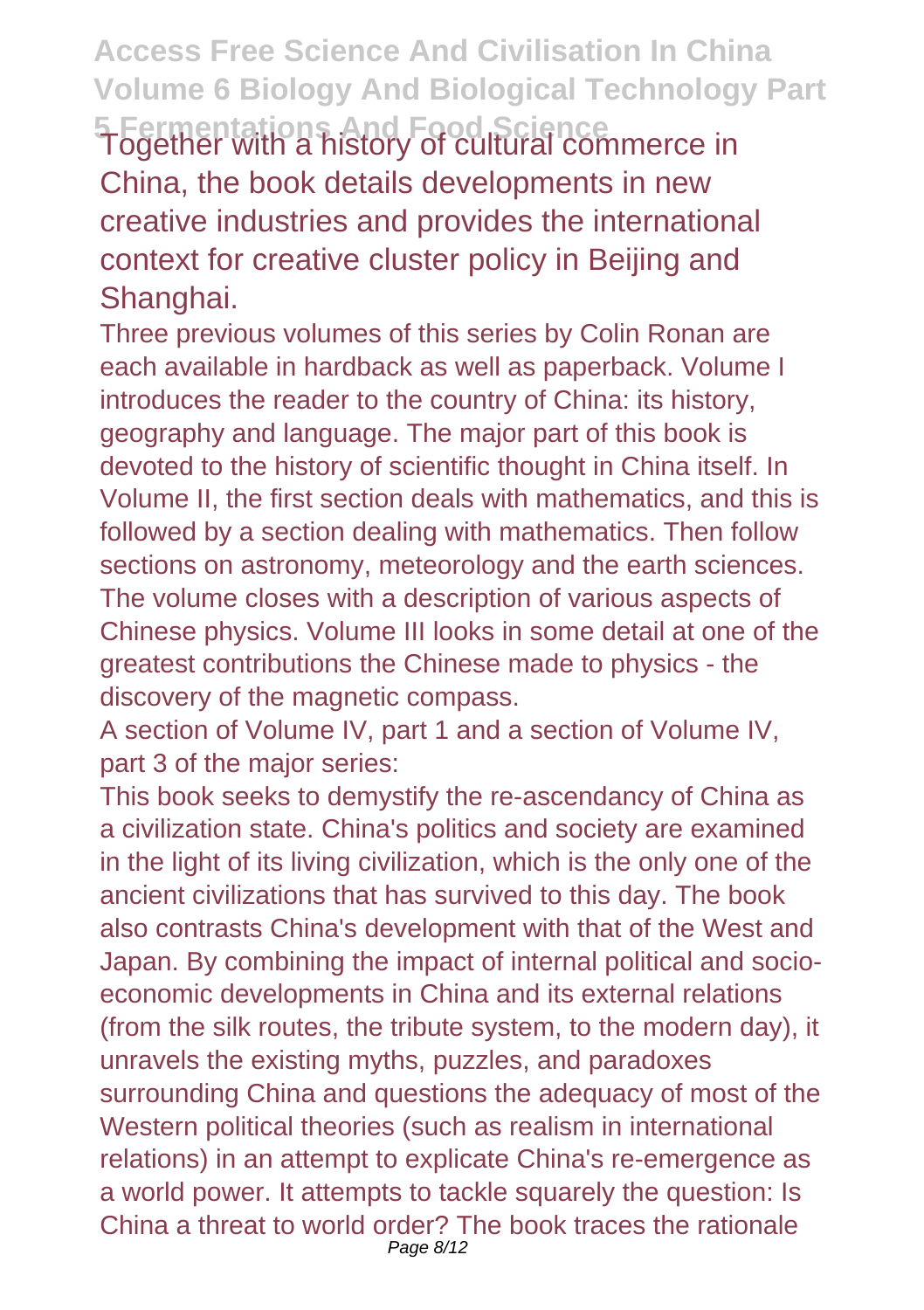Together with a history of cultural commerce in China, the book details developments in new creative industries and provides the international context for creative cluster policy in Beijing and Shanghai.

Three previous volumes of this series by Colin Ronan are each available in hardback as well as paperback. Volume I introduces the reader to the country of China: its history, geography and language. The major part of this book is devoted to the history of scientific thought in China itself. In Volume II, the first section deals with mathematics, and this is followed by a section dealing with mathematics. Then follow sections on astronomy, meteorology and the earth sciences. The volume closes with a description of various aspects of Chinese physics. Volume III looks in some detail at one of the greatest contributions the Chinese made to physics - the discovery of the magnetic compass.

A section of Volume IV, part 1 and a section of Volume IV, part 3 of the major series:

This book seeks to demystify the re-ascendancy of China as a civilization state. China's politics and society are examined in the light of its living civilization, which is the only one of the ancient civilizations that has survived to this day. The book also contrasts China's development with that of the West and Japan. By combining the impact of internal political and socio-economic developments in China and its external relations (from the silk routes, the tribute system, to the modern day), it unravels the existing myths, puzzles, and paradoxes surrounding China and questions the adequacy of most of the Western political theories (such as realism in international relations) in an attempt to explicate China's re-emergence as a world power. It attempts to tackle squarely the question: Is China a threat to world order? The book traces the rationale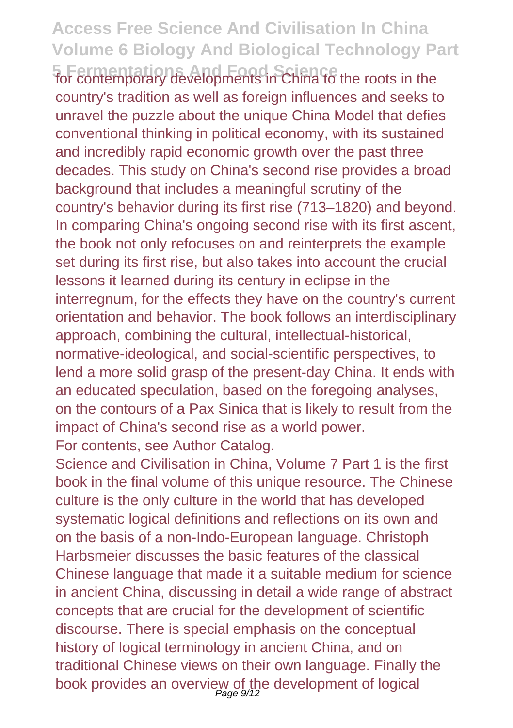for contemporary developments in China to the roots in the country's tradition as well as foreign influences and seeks to unravel the puzzle about the unique China Model that defies conventional thinking in political economy, with its sustained and incredibly rapid economic growth over the past three decades. This study on China's second rise provides a broad background that includes a meaningful scrutiny of the country's behavior during its first rise (713–1820) and beyond. In comparing China's ongoing second rise with its first ascent, the book not only refocuses on and reinterprets the example set during its first rise, but also takes into account the crucial lessons it learned during its century in eclipse in the interregnum, for the effects they have on the country's current orientation and behavior. The book follows an interdisciplinary approach, combining the cultural, intellectual-historical, normative-ideological, and social-scientific perspectives, to lend a more solid grasp of the present-day China. It ends with an educated speculation, based on the foregoing analyses, on the contours of a Pax Sinica that is likely to result from the impact of China's second rise as a world power.

For contents, see Author Catalog.

Science and Civilisation in China, Volume 7 Part 1 is the first book in the final volume of this unique resource. The Chinese culture is the only culture in the world that has developed systematic logical definitions and reflections on its own and on the basis of a non-Indo-European language. Christoph Harbsmeier discusses the basic features of the classical Chinese language that made it a suitable medium for science in ancient China, discussing in detail a wide range of abstract concepts that are crucial for the development of scientific discourse. There is special emphasis on the conceptual history of logical terminology in ancient China, and on traditional Chinese views on their own language. Finally the book provides an overview of the development of logical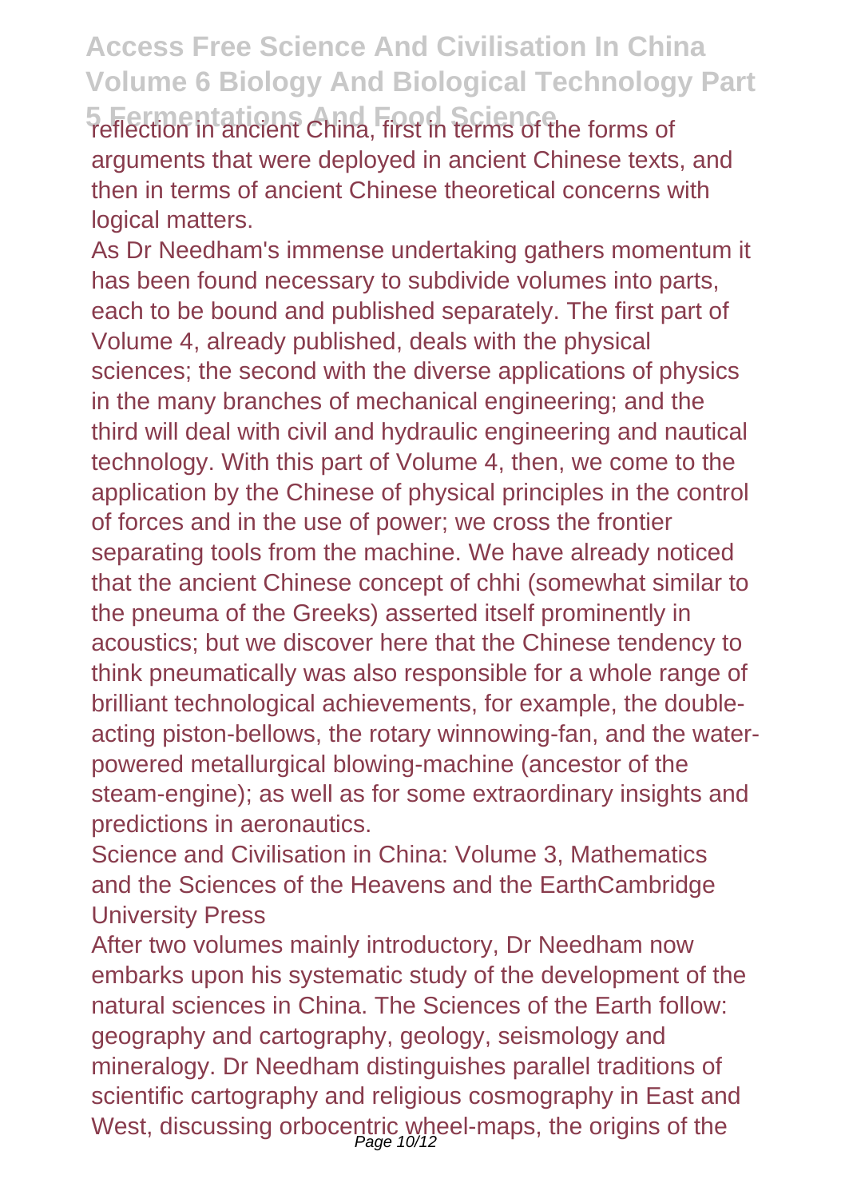reflection in ancient China, first in terms of the forms of arguments that were deployed in ancient Chinese texts, and then in terms of ancient Chinese theoretical concerns with logical matters.

As Dr Needham's immense undertaking gathers momentum it has been found necessary to subdivide volumes into parts, each to be bound and published separately. The first part of Volume 4, already published, deals with the physical sciences; the second with the diverse applications of physics in the many branches of mechanical engineering; and the third will deal with civil and hydraulic engineering and nautical technology. With this part of Volume 4, then, we come to the application by the Chinese of physical principles in the control of forces and in the use of power; we cross the frontier separating tools from the machine. We have already noticed that the ancient Chinese concept of chhi (somewhat similar to the pneuma of the Greeks) asserted itself prominently in acoustics; but we discover here that the Chinese tendency to think pneumatically was also responsible for a whole range of brilliant technological achievements, for example, the double-acting piston-bellows, the rotary winnowing-fan, and the water-powered metallurgical blowing-machine (ancestor of the steam-engine); as well as for some extraordinary insights and predictions in aeronautics.

Science and Civilisation in China: Volume 3, Mathematics and the Sciences of the Heavens and the EarthCambridge University Press

After two volumes mainly introductory, Dr Needham now embarks upon his systematic study of the development of the natural sciences in China. The Sciences of the Earth follow: geography and cartography, geology, seismology and mineralogy. Dr Needham distinguishes parallel traditions of scientific cartography and religious cosmography in East and West, discussing orbocentric wheel-maps, the origins of the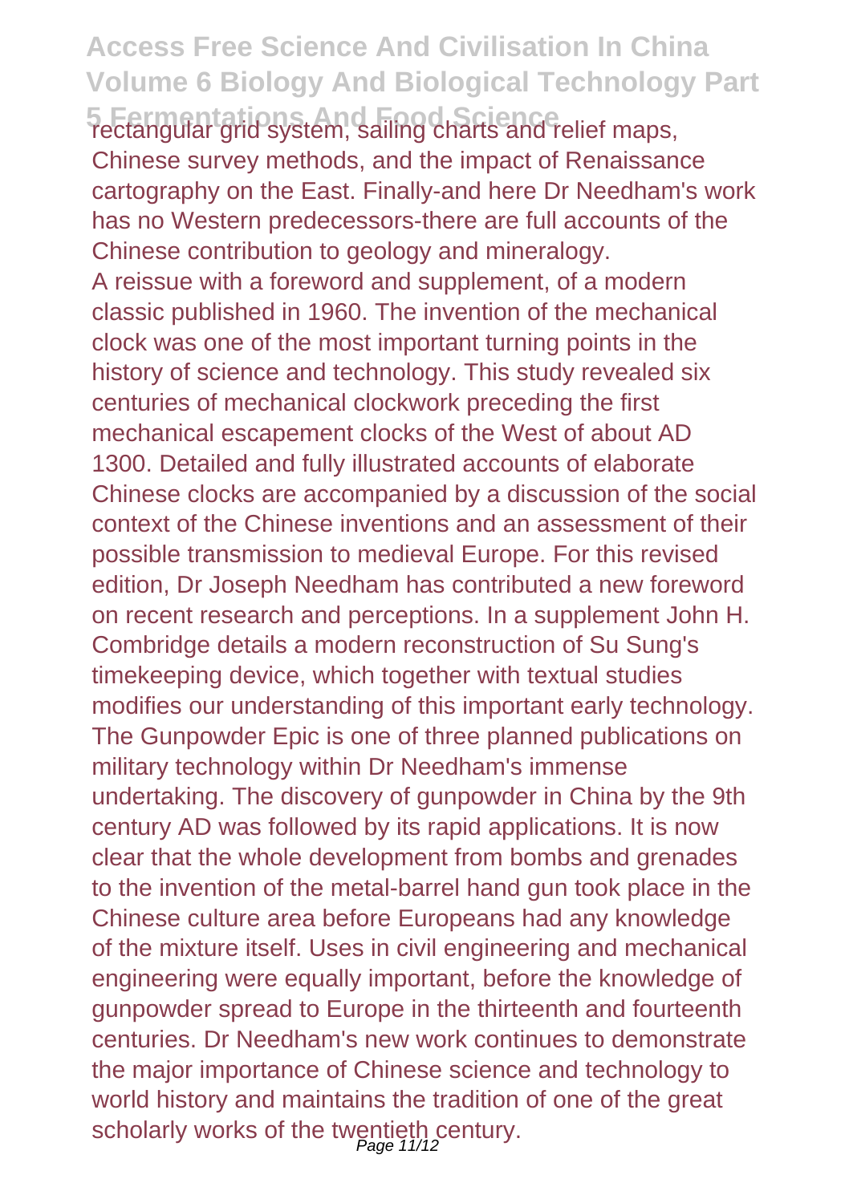rectangular grid system, sailing charts and relief maps, Chinese survey methods, and the impact of Renaissance cartography on the East. Finally-and here Dr Needham's work has no Western predecessors-there are full accounts of the Chinese contribution to geology and mineralogy.

A reissue with a foreword and supplement, of a modern classic published in 1960. The invention of the mechanical clock was one of the most important turning points in the history of science and technology. This study revealed six centuries of mechanical clockwork preceding the first mechanical escapement clocks of the West of about AD 1300. Detailed and fully illustrated accounts of elaborate Chinese clocks are accompanied by a discussion of the social context of the Chinese inventions and an assessment of their possible transmission to medieval Europe. For this revised edition, Dr Joseph Needham has contributed a new foreword on recent research and perceptions. In a supplement John H. Combridge details a modern reconstruction of Su Sung's timekeeping device, which together with textual studies modifies our understanding of this important early technology.

The Gunpowder Epic is one of three planned publications on military technology within Dr Needham's immense undertaking. The discovery of gunpowder in China by the 9th century AD was followed by its rapid applications. It is now clear that the whole development from bombs and grenades to the invention of the metal-barrel hand gun took place in the Chinese culture area before Europeans had any knowledge of the mixture itself. Uses in civil engineering and mechanical engineering were equally important, before the knowledge of gunpowder spread to Europe in the thirteenth and fourteenth centuries. Dr Needham's new work continues to demonstrate the major importance of Chinese science and technology to world history and maintains the tradition of one of the great scholarly works of the twentieth century.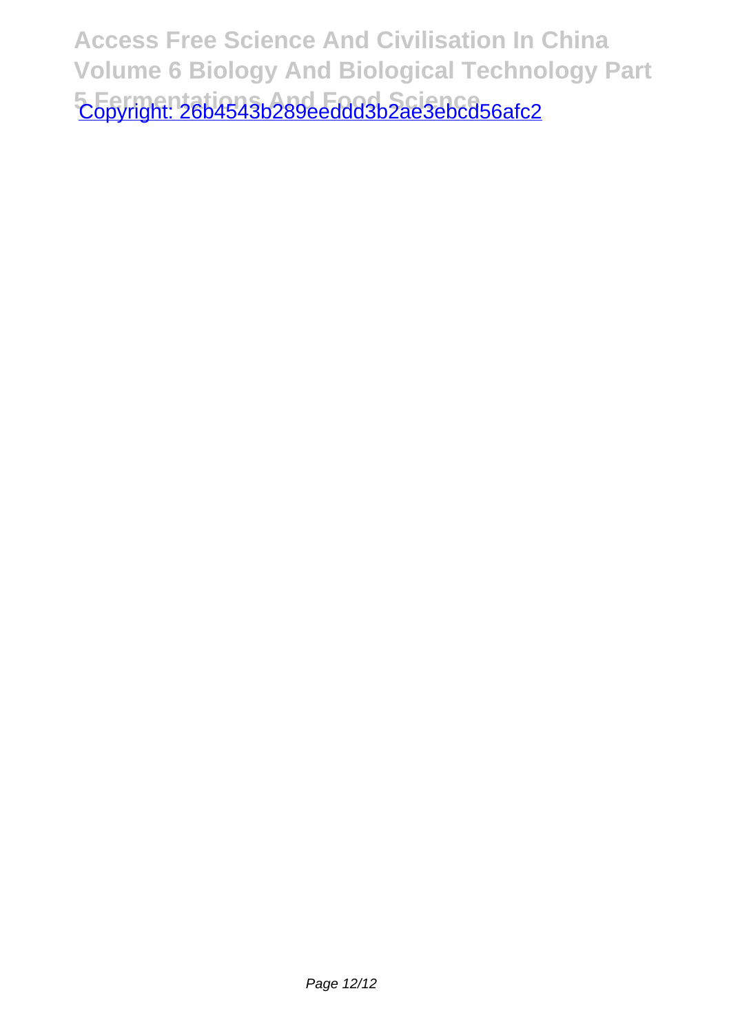[Copyright: 26b4543b289eeddd3b2ae3ebcd56afc2]